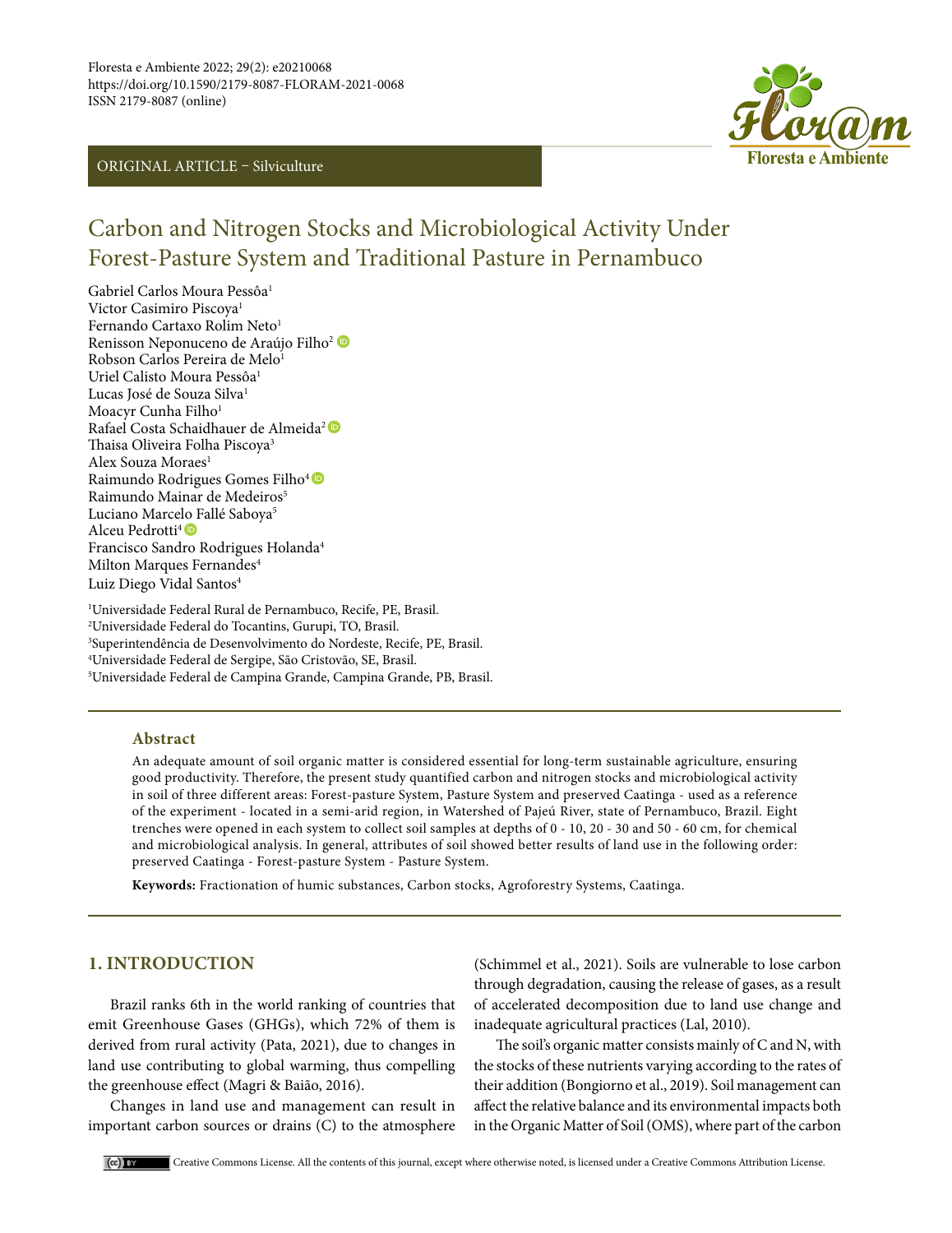Floresta e Ambiente 2022; 29(2): e20210068
https://doi.org/10.1590/2179-8087-FLORAM-2021-0068
ISSN 2179-8087 (online)

ORIGINAL ARTICLE – Silviculture

# Carbon and Nitrogen Stocks and Microbiological Activity Under Forest-Pasture System and Traditional Pasture in Pernambuco

Gabriel Carlos Moura Pessôa[1]
Victor Casimiro Piscoya[1]
Fernando Cartaxo Rolim Neto[1]
Renisson Neponuceno de Araújo Filho[2]
Robson Carlos Pereira de Melo[1]
Uriel Calisto Moura Pessôa[1]
Lucas José de Souza Silva[1]
Moacyr Cunha Filho[1]
Rafael Costa Schaidhauer de Almeida[2]
Thaisa Oliveira Folha Piscoya[3]
Alex Souza Moraes[1]
Raimundo Rodrigues Gomes Filho[4]
Raimundo Mainar de Medeiros[5]
Luciano Marcelo Fallé Saboya[5]
Alceu Pedrotti[4]
Francisco Sandro Rodrigues Holanda[4]
Milton Marques Fernandes[4]
Luiz Diego Vidal Santos[4]

[1]Universidade Federal Rural de Pernambuco, Recife, PE, Brasil.
[2]Universidade Federal do Tocantins, Gurupi, TO, Brasil.
[3]Superintendência de Desenvolvimento do Nordeste, Recife, PE, Brasil.
[4]Universidade Federal de Sergipe, São Cristovão, SE, Brasil.
[5]Universidade Federal de Campina Grande, Campina Grande, PB, Brasil.

## Abstract

An adequate amount of soil organic matter is considered essential for long-term sustainable agriculture, ensuring good productivity. Therefore, the present study quantified carbon and nitrogen stocks and microbiological activity in soil of three different areas: Forest-pasture System, Pasture System and preserved Caatinga - used as a reference of the experiment - located in a semi-arid region, in Watershed of Pajeú River, state of Pernambuco, Brazil. Eight trenches were opened in each system to collect soil samples at depths of 0 - 10, 20 - 30 and 50 - 60 cm, for chemical and microbiological analysis. In general, attributes of soil showed better results of land use in the following order: preserved Caatinga - Forest-pasture System - Pasture System.

**Keywords:** Fractionation of humic substances, Carbon stocks, Agroforestry Systems, Caatinga.

## 1. INTRODUCTION

Brazil ranks 6th in the world ranking of countries that emit Greenhouse Gases (GHGs), which 72% of them is derived from rural activity (Pata, 2021), due to changes in land use contributing to global warming, thus compelling the greenhouse effect (Magri & Baião, 2016).

Changes in land use and management can result in important carbon sources or drains (C) to the atmosphere (Schimmel et al., 2021). Soils are vulnerable to lose carbon through degradation, causing the release of gases, as a result of accelerated decomposition due to land use change and inadequate agricultural practices (Lal, 2010).

The soil's organic matter consists mainly of C and N, with the stocks of these nutrients varying according to the rates of their addition (Bongiorno et al., 2019). Soil management can affect the relative balance and its environmental impacts both in the Organic Matter of Soil (OMS), where part of the carbon

Creative Commons License. All the contents of this journal, except where otherwise noted, is licensed under a Creative Commons Attribution License.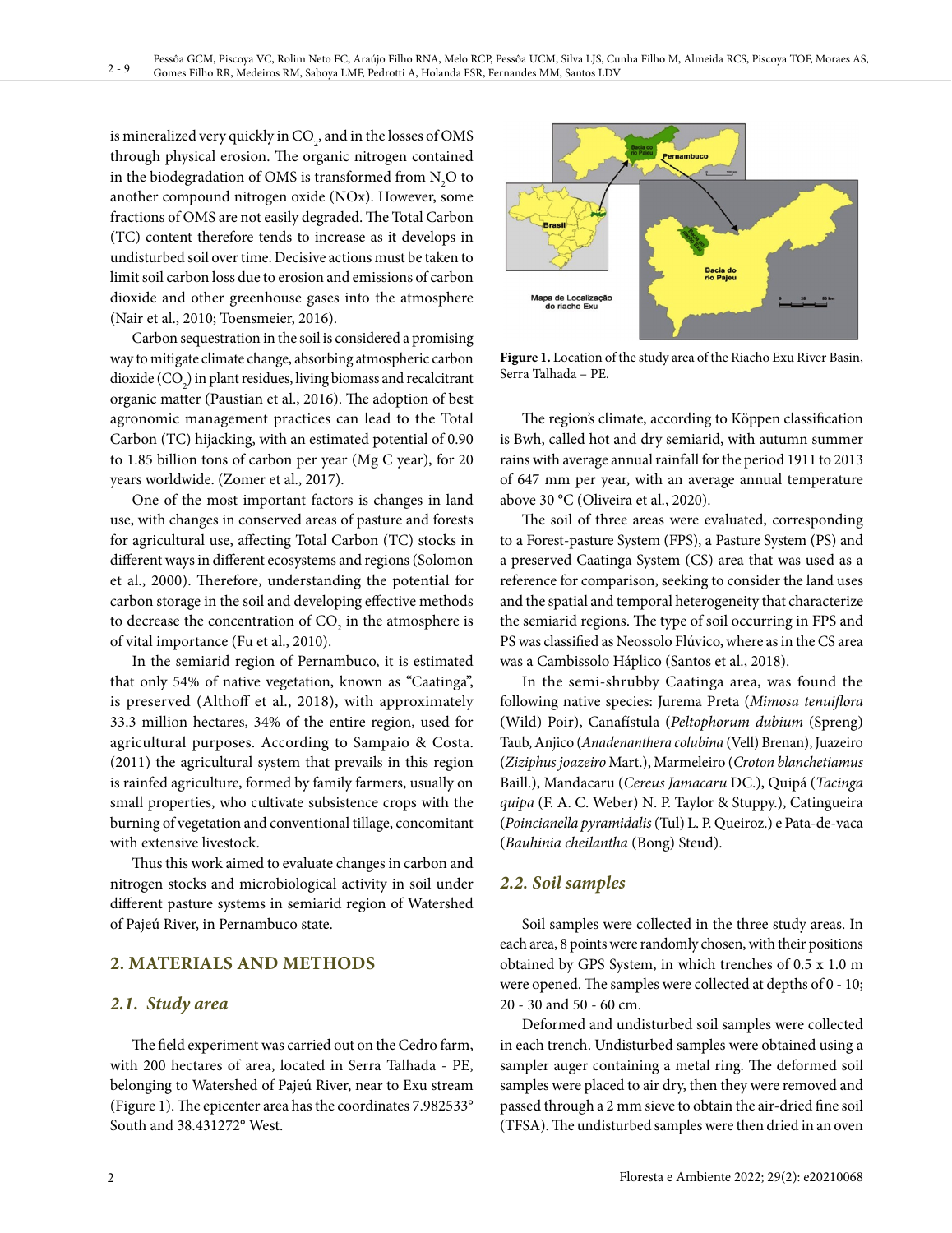is mineralized very quickly in $CO_2$, and in the losses of OMS through physical erosion. The organic nitrogen contained in the biodegradation of OMS is transformed from $N_2O$ to another compound nitrogen oxide (NOx). However, some fractions of OMS are not easily degraded. The Total Carbon (TC) content therefore tends to increase as it develops in undisturbed soil over time. Decisive actions must be taken to limit soil carbon loss due to erosion and emissions of carbon dioxide and other greenhouse gases into the atmosphere (Nair et al., 2010; Toensmeier, 2016).

Carbon sequestration in the soil is considered a promising way to mitigate climate change, absorbing atmospheric carbon dioxide ($CO_2$) in plant residues, living biomass and recalcitrant organic matter (Paustian et al., 2016). The adoption of best agronomic management practices can lead to the Total Carbon (TC) hijacking, with an estimated potential of 0.90 to 1.85 billion tons of carbon per year (Mg C year), for 20 years worldwide. (Zomer et al., 2017).

One of the most important factors is changes in land use, with changes in conserved areas of pasture and forests for agricultural use, affecting Total Carbon (TC) stocks in different ways in different ecosystems and regions (Solomon et al., 2000). Therefore, understanding the potential for carbon storage in the soil and developing effective methods to decrease the concentration of $CO_2$ in the atmosphere is of vital importance (Fu et al., 2010).

In the semiarid region of Pernambuco, it is estimated that only 54% of native vegetation, known as "Caatinga", is preserved (Althoff et al., 2018), with approximately 33.3 million hectares, 34% of the entire region, used for agricultural purposes. According to Sampaio & Costa. (2011) the agricultural system that prevails in this region is rainfed agriculture, formed by family farmers, usually on small properties, who cultivate subsistence crops with the burning of vegetation and conventional tillage, concomitant with extensive livestock.

Thus this work aimed to evaluate changes in carbon and nitrogen stocks and microbiological activity in soil under different pasture systems in semiarid region of Watershed of Pajeú River, in Pernambuco state.

## 2. MATERIALS AND METHODS

### *2.1. Study area*

The field experiment was carried out on the Cedro farm, with 200 hectares of area, located in Serra Talhada - PE, belonging to Watershed of Pajeú River, near to Exu stream (Figure 1). The epicenter area has the coordinates 7.982533° South and 38.431272° West.

**Figure 1.** Location of the study area of the Riacho Exu River Basin, Serra Talhada – PE.

The region's climate, according to Köppen classification is Bwh, called hot and dry semiarid, with autumn summer rains with average annual rainfall for the period 1911 to 2013 of 647 mm per year, with an average annual temperature above 30 °C (Oliveira et al., 2020).

The soil of three areas were evaluated, corresponding to a Forest-pasture System (FPS), a Pasture System (PS) and a preserved Caatinga System (CS) area that was used as a reference for comparison, seeking to consider the land uses and the spatial and temporal heterogeneity that characterize the semiarid regions. The type of soil occurring in FPS and PS was classified as Neossolo Flúvico, where as in the CS area was a Cambissolo Háplico (Santos et al., 2018).

In the semi-shrubby Caatinga area, was found the following native species: Jurema Preta (*Mimosa tenuiflora* (Wild) Poir), Canafístula (*Peltophorum dubium* (Spreng) Taub, Anjico (*Anadenanthera colubina* (Vell) Brenan), Juazeiro (*Ziziphus joazeiro* Mart.), Marmeleiro (*Croton blanchetiamus* Baill.), Mandacaru (*Cereus Jamacaru* DC.), Quipá (*Tacinga quipa* (F. A. C. Weber) N. P. Taylor & Stuppy.), Catingueira (*Poincianella pyramidalis* (Tul) L. P. Queiroz.) e Pata-de-vaca (*Bauhinia cheilantha* (Bong) Steud).

### *2.2. Soil samples*

Soil samples were collected in the three study areas. In each area, 8 points were randomly chosen, with their positions obtained by GPS System, in which trenches of 0.5 x 1.0 m were opened. The samples were collected at depths of 0 - 10; 20 - 30 and 50 - 60 cm.

Deformed and undisturbed soil samples were collected in each trench. Undisturbed samples were obtained using a sampler auger containing a metal ring. The deformed soil samples were placed to air dry, then they were removed and passed through a 2 mm sieve to obtain the air-dried fine soil (TFSA). The undisturbed samples were then dried in an oven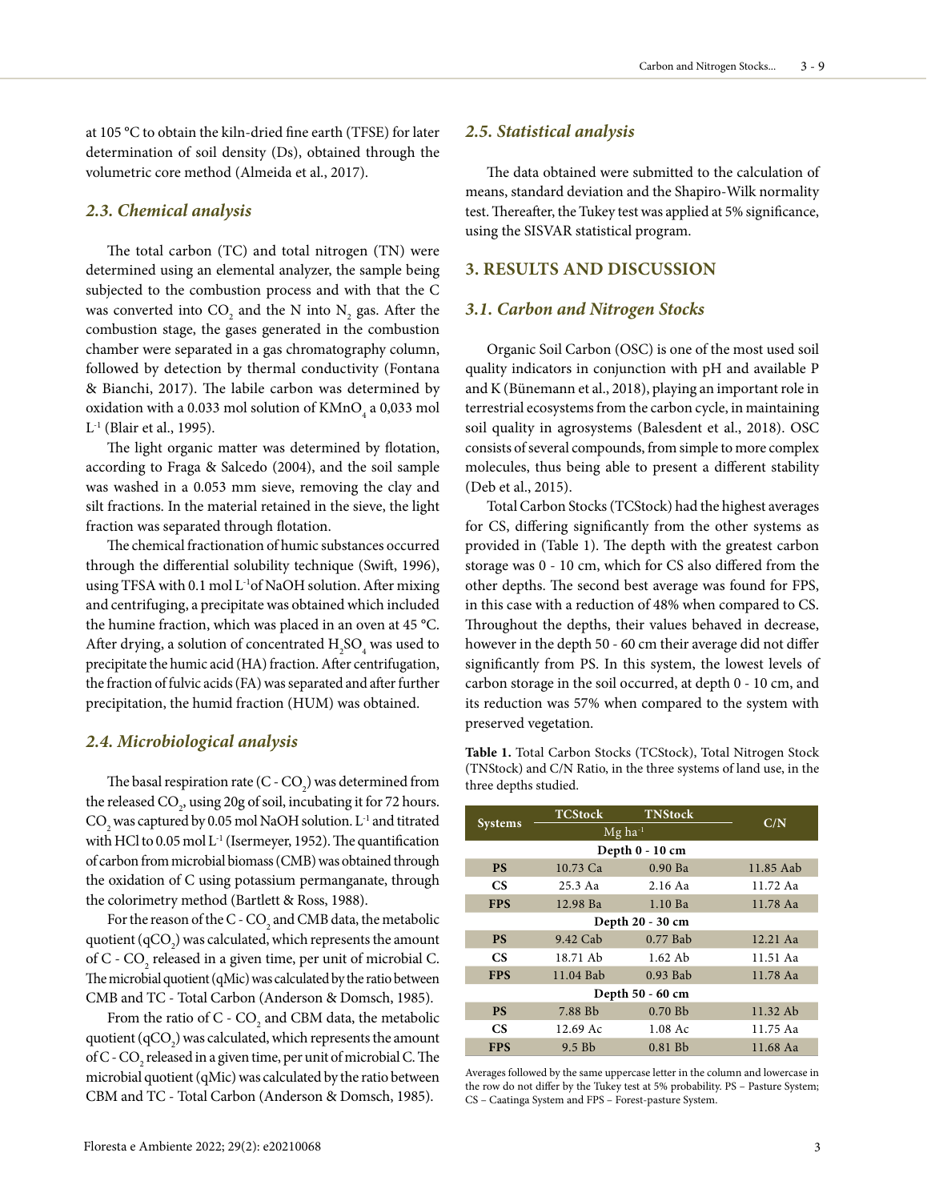at 105 °C to obtain the kiln-dried fine earth (TFSE) for later determination of soil density (Ds), obtained through the volumetric core method (Almeida et al., 2017).

### *2.3. Chemical analysis*

The total carbon (TC) and total nitrogen (TN) were determined using an elemental analyzer, the sample being subjected to the combustion process and with that the C was converted into $CO_2$ and the N into $N_2$ gas. After the combustion stage, the gases generated in the combustion chamber were separated in a gas chromatography column, followed by detection by thermal conductivity (Fontana & Bianchi, 2017). The labile carbon was determined by oxidation with a 0.033 mol solution of $KMnO_4$ a 0,033 mol $L^{-1}$ (Blair et al., 1995).

The light organic matter was determined by flotation, according to Fraga & Salcedo (2004), and the soil sample was washed in a 0.053 mm sieve, removing the clay and silt fractions. In the material retained in the sieve, the light fraction was separated through flotation.

The chemical fractionation of humic substances occurred through the differential solubility technique (Swift, 1996), using TFSA with 0.1 mol $L^{-1}$of NaOH solution. After mixing and centrifuging, a precipitate was obtained which included the humine fraction, which was placed in an oven at 45 °C. After drying, a solution of concentrated $H_2SO_4$ was used to precipitate the humic acid (HA) fraction. After centrifugation, the fraction of fulvic acids (FA) was separated and after further precipitation, the humid fraction (HUM) was obtained.

### *2.4. Microbiological analysis*

The basal respiration rate (C - $CO_2$) was determined from the released $CO_2$, using 20g of soil, incubating it for 72 hours. $CO_2$ was captured by 0.05 mol NaOH solution. $L^{-1}$ and titrated with HCl to 0.05 mol $L^{-1}$ (Isermeyer, 1952). The quantification of carbon from microbial biomass (CMB) was obtained through the oxidation of C using potassium permanganate, through the colorimetry method (Bartlett & Ross, 1988).

For the reason of the C - $CO_2$ and CMB data, the metabolic quotient ($qCO_2$) was calculated, which represents the amount of C - $CO_2$ released in a given time, per unit of microbial C. The microbial quotient (qMic) was calculated by the ratio between CMB and TC - Total Carbon (Anderson & Domsch, 1985).

From the ratio of C - $CO_2$ and CBM data, the metabolic quotient ($qCO_2$) was calculated, which represents the amount of C - $CO_2$ released in a given time, per unit of microbial C. The microbial quotient (qMic) was calculated by the ratio between CBM and TC - Total Carbon (Anderson & Domsch, 1985).

### *2.5. Statistical analysis*

The data obtained were submitted to the calculation of means, standard deviation and the Shapiro-Wilk normality test. Thereafter, the Tukey test was applied at 5% significance, using the SISVAR statistical program.

## 3. RESULTS AND DISCUSSION

### *3.1. Carbon and Nitrogen Stocks*

Organic Soil Carbon (OSC) is one of the most used soil quality indicators in conjunction with pH and available P and K (Bünemann et al., 2018), playing an important role in terrestrial ecosystems from the carbon cycle, in maintaining soil quality in agrosystems (Balesdent et al., 2018). OSC consists of several compounds, from simple to more complex molecules, thus being able to present a different stability (Deb et al., 2015).

Total Carbon Stocks (TCStock) had the highest averages for CS, differing significantly from the other systems as provided in (Table 1). The depth with the greatest carbon storage was 0 - 10 cm, which for CS also differed from the other depths. The second best average was found for FPS, in this case with a reduction of 48% when compared to CS. Throughout the depths, their values behaved in decrease, however in the depth 50 - 60 cm their average did not differ significantly from PS. In this system, the lowest levels of carbon storage in the soil occurred, at depth 0 - 10 cm, and its reduction was 57% when compared to the system with preserved vegetation.

**Table 1.** Total Carbon Stocks (TCStock), Total Nitrogen Stock (TNStock) and C/N Ratio, in the three systems of land use, in the three depths studied.

| Systems | TCStock | TNStock | C/N |
|---|---|---|---|
| | Mg ha$^{-1}$ | | |
| **Depth 0 - 10 cm** | | | |
| **PS** | 10.73 Ca | 0.90 Ba | 11.85 Aab |
| **CS** | 25.3 Aa | 2.16 Aa | 11.72 Aa |
| **FPS** | 12.98 Ba | 1.10 Ba | 11.78 Aa |
| **Depth 20 - 30 cm** | | | |
| **PS** | 9.42 Cab | 0.77 Bab | 12.21 Aa |
| **CS** | 18.71 Ab | 1.62 Ab | 11.51 Aa |
| **FPS** | 11.04 Bab | 0.93 Bab | 11.78 Aa |
| **Depth 50 - 60 cm** | | | |
| **PS** | 7.88 Bb | 0.70 Bb | 11.32 Ab |
| **CS** | 12.69 Ac | 1.08 Ac | 11.75 Aa |
| **FPS** | 9.5 Bb | 0.81 Bb | 11.68 Aa |

Averages followed by the same uppercase letter in the column and lowercase in the row do not differ by the Tukey test at 5% probability. PS – Pasture System; CS – Caatinga System and FPS – Forest-pasture System.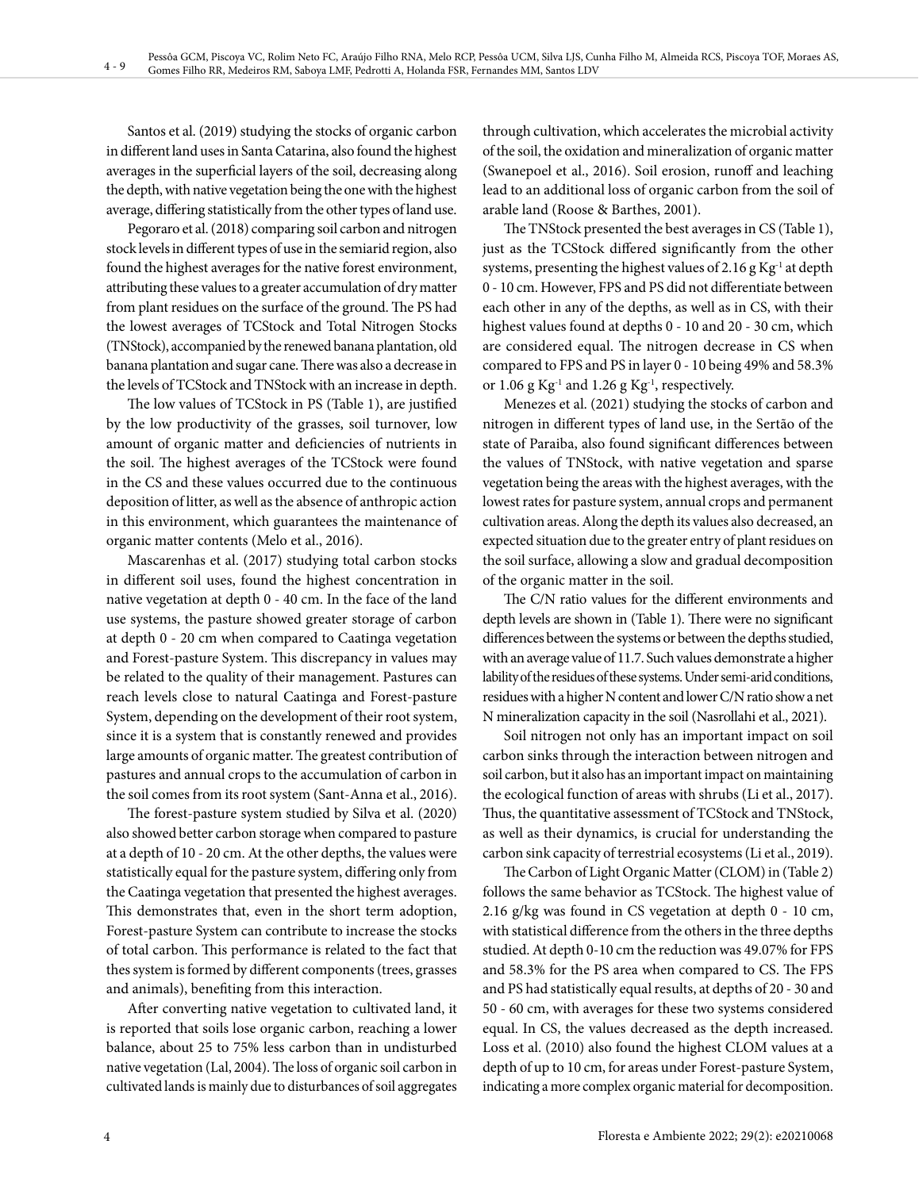Santos et al. (2019) studying the stocks of organic carbon in different land uses in Santa Catarina, also found the highest averages in the superficial layers of the soil, decreasing along the depth, with native vegetation being the one with the highest average, differing statistically from the other types of land use.

Pegoraro et al. (2018) comparing soil carbon and nitrogen stock levels in different types of use in the semiarid region, also found the highest averages for the native forest environment, attributing these values to a greater accumulation of dry matter from plant residues on the surface of the ground. The PS had the lowest averages of TCStock and Total Nitrogen Stocks (TNStock), accompanied by the renewed banana plantation, old banana plantation and sugar cane. There was also a decrease in the levels of TCStock and TNStock with an increase in depth.

The low values of TCStock in PS (Table 1), are justified by the low productivity of the grasses, soil turnover, low amount of organic matter and deficiencies of nutrients in the soil. The highest averages of the TCStock were found in the CS and these values occurred due to the continuous deposition of litter, as well as the absence of anthropic action in this environment, which guarantees the maintenance of organic matter contents (Melo et al., 2016).

Mascarenhas et al. (2017) studying total carbon stocks in different soil uses, found the highest concentration in native vegetation at depth 0 - 40 cm. In the face of the land use systems, the pasture showed greater storage of carbon at depth 0 - 20 cm when compared to Caatinga vegetation and Forest-pasture System. This discrepancy in values may be related to the quality of their management. Pastures can reach levels close to natural Caatinga and Forest-pasture System, depending on the development of their root system, since it is a system that is constantly renewed and provides large amounts of organic matter. The greatest contribution of pastures and annual crops to the accumulation of carbon in the soil comes from its root system (Sant-Anna et al., 2016).

The forest-pasture system studied by Silva et al. (2020) also showed better carbon storage when compared to pasture at a depth of 10 - 20 cm. At the other depths, the values were statistically equal for the pasture system, differing only from the Caatinga vegetation that presented the highest averages. This demonstrates that, even in the short term adoption, Forest-pasture System can contribute to increase the stocks of total carbon. This performance is related to the fact that thes system is formed by different components (trees, grasses and animals), benefiting from this interaction.

After converting native vegetation to cultivated land, it is reported that soils lose organic carbon, reaching a lower balance, about 25 to 75% less carbon than in undisturbed native vegetation (Lal, 2004). The loss of organic soil carbon in cultivated lands is mainly due to disturbances of soil aggregates through cultivation, which accelerates the microbial activity of the soil, the oxidation and mineralization of organic matter (Swanepoel et al., 2016). Soil erosion, runoff and leaching lead to an additional loss of organic carbon from the soil of arable land (Roose & Barthes, 2001).

The TNStock presented the best averages in CS (Table 1), just as the TCStock differed significantly from the other systems, presenting the highest values of 2.16 g $Kg^{-1}$ at depth 0 - 10 cm. However, FPS and PS did not differentiate between each other in any of the depths, as well as in CS, with their highest values found at depths 0 - 10 and 20 - 30 cm, which are considered equal. The nitrogen decrease in CS when compared to FPS and PS in layer 0 - 10 being 49% and 58.3% or 1.06 g $Kg^{-1}$ and 1.26 g $Kg^{-1}$, respectively.

Menezes et al. (2021) studying the stocks of carbon and nitrogen in different types of land use, in the Sertão of the state of Paraiba, also found significant differences between the values of TNStock, with native vegetation and sparse vegetation being the areas with the highest averages, with the lowest rates for pasture system, annual crops and permanent cultivation areas. Along the depth its values also decreased, an expected situation due to the greater entry of plant residues on the soil surface, allowing a slow and gradual decomposition of the organic matter in the soil.

The C/N ratio values for the different environments and depth levels are shown in (Table 1). There were no significant differences between the systems or between the depths studied, with an average value of 11.7. Such values demonstrate a higher lability of the residues of these systems. Under semi-arid conditions, residues with a higher N content and lower C/N ratio show a net N mineralization capacity in the soil (Nasrollahi et al., 2021).

Soil nitrogen not only has an important impact on soil carbon sinks through the interaction between nitrogen and soil carbon, but it also has an important impact on maintaining the ecological function of areas with shrubs (Li et al., 2017). Thus, the quantitative assessment of TCStock and TNStock, as well as their dynamics, is crucial for understanding the carbon sink capacity of terrestrial ecosystems (Li et al., 2019).

The Carbon of Light Organic Matter (CLOM) in (Table 2) follows the same behavior as TCStock. The highest value of 2.16 g/kg was found in CS vegetation at depth 0 - 10 cm, with statistical difference from the others in the three depths studied. At depth 0-10 cm the reduction was 49.07% for FPS and 58.3% for the PS area when compared to CS. The FPS and PS had statistically equal results, at depths of 20 - 30 and 50 - 60 cm, with averages for these two systems considered equal. In CS, the values decreased as the depth increased. Loss et al. (2010) also found the highest CLOM values at a depth of up to 10 cm, for areas under Forest-pasture System, indicating a more complex organic material for decomposition.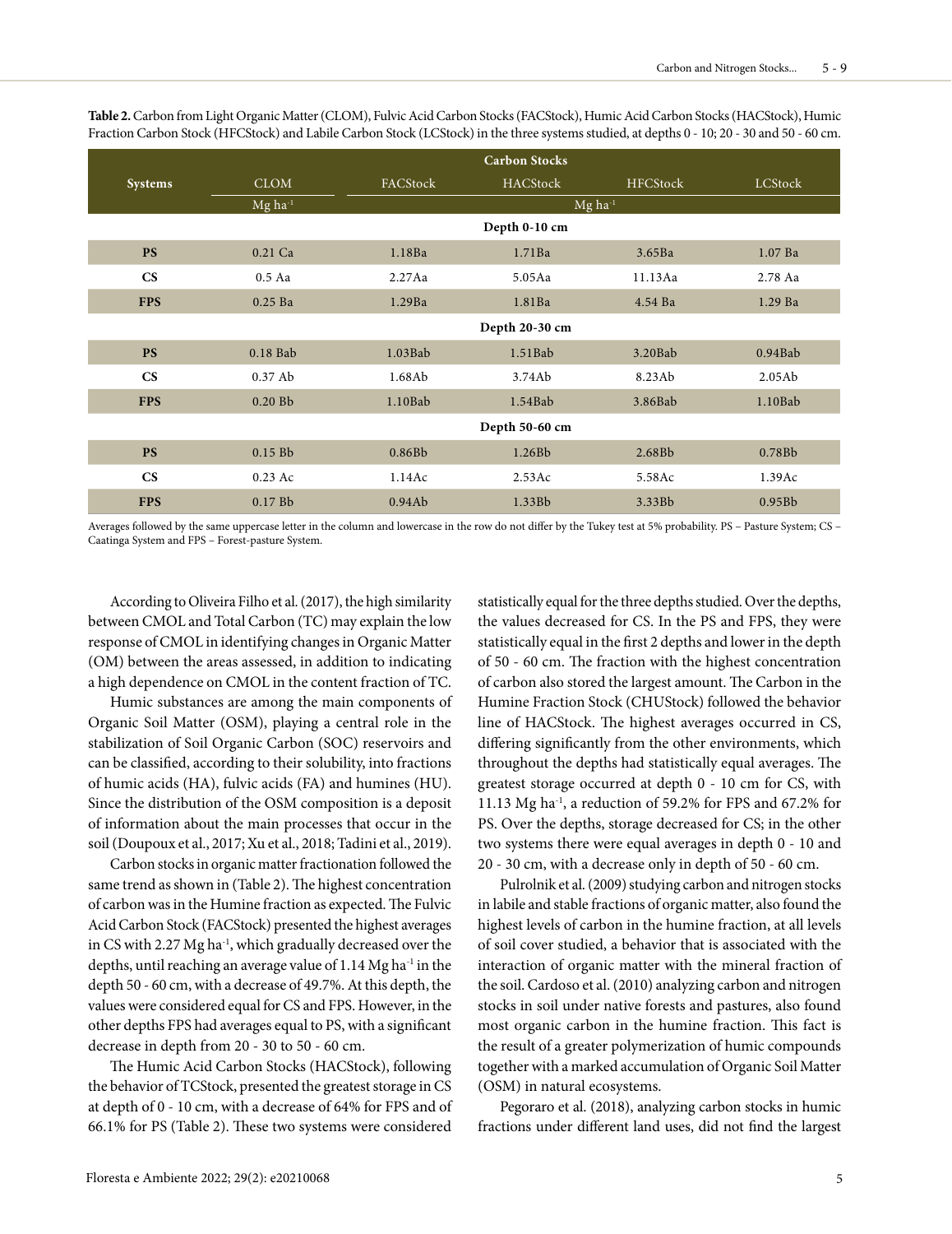**Table 2.** Carbon from Light Organic Matter (CLOM), Fulvic Acid Carbon Stocks (FACStock), Humic Acid Carbon Stocks (HACStock), Humic Fraction Carbon Stock (HFCStock) and Labile Carbon Stock (LCStock) in the three systems studied, at depths 0 - 10; 20 - 30 and 50 - 60 cm.

| Systems | Carbon Stocks | | | | |
|---|---|---|---|---|---|
| | CLOM | FACStock | HACStock | HFCStock | LCStock |
| | Mg ha$^{-1}$ | Mg ha$^{-1}$ | | | |
| | | | Depth 0-10 cm | | |
| **PS** | 0.21 Ca | 1.18Ba | 1.71Ba | 3.65Ba | 1.07 Ba |
| **CS** | 0.5 Aa | 2.27Aa | 5.05Aa | 11.13Aa | 2.78 Aa |
| **FPS** | 0.25 Ba | 1.29Ba | 1.81Ba | 4.54 Ba | 1.29 Ba |
| | | | Depth 20-30 cm | | |
| **PS** | 0.18 Bab | 1.03Bab | 1.51Bab | 3.20Bab | 0.94Bab |
| **CS** | 0.37 Ab | 1.68Ab | 3.74Ab | 8.23Ab | 2.05Ab |
| **FPS** | 0.20 Bb | 1.10Bab | 1.54Bab | 3.86Bab | 1.10Bab |
| | | | Depth 50-60 cm | | |
| **PS** | 0.15 Bb | 0.86Bb | 1.26Bb | 2.68Bb | 0.78Bb |
| **CS** | 0.23 Ac | 1.14Ac | 2.53Ac | 5.58Ac | 1.39Ac |
| **FPS** | 0.17 Bb | 0.94Ab | 1.33Bb | 3.33Bb | 0.95Bb |

Averages followed by the same uppercase letter in the column and lowercase in the row do not differ by the Tukey test at 5% probability. PS – Pasture System; CS – Caatinga System and FPS – Forest-pasture System.

According to Oliveira Filho et al. (2017), the high similarity between CMOL and Total Carbon (TC) may explain the low response of CMOL in identifying changes in Organic Matter (OM) between the areas assessed, in addition to indicating a high dependence on CMOL in the content fraction of TC.

Humic substances are among the main components of Organic Soil Matter (OSM), playing a central role in the stabilization of Soil Organic Carbon (SOC) reservoirs and can be classified, according to their solubility, into fractions of humic acids (HA), fulvic acids (FA) and humines (HU). Since the distribution of the OSM composition is a deposit of information about the main processes that occur in the soil (Doupoux et al., 2017; Xu et al., 2018; Tadini et al., 2019).

Carbon stocks in organic matter fractionation followed the same trend as shown in (Table 2). The highest concentration of carbon was in the Humine fraction as expected. The Fulvic Acid Carbon Stock (FACStock) presented the highest averages in CS with 2.27 Mg ha$^{-1}$, which gradually decreased over the depths, until reaching an average value of 1.14 Mg ha$^{-1}$ in the depth 50 - 60 cm, with a decrease of 49.7%. At this depth, the values were considered equal for CS and FPS. However, in the other depths FPS had averages equal to PS, with a significant decrease in depth from 20 - 30 to 50 - 60 cm.

The Humic Acid Carbon Stocks (HACStock), following the behavior of TCStock, presented the greatest storage in CS at depth of 0 - 10 cm, with a decrease of 64% for FPS and of 66.1% for PS (Table 2). These two systems were considered statistically equal for the three depths studied. Over the depths, the values decreased for CS. In the PS and FPS, they were statistically equal in the first 2 depths and lower in the depth of 50 - 60 cm. The fraction with the highest concentration of carbon also stored the largest amount. The Carbon in the Humine Fraction Stock (CHUStock) followed the behavior line of HACStock. The highest averages occurred in CS, differing significantly from the other environments, which throughout the depths had statistically equal averages. The greatest storage occurred at depth 0 - 10 cm for CS, with 11.13 Mg ha$^{-1}$, a reduction of 59.2% for FPS and 67.2% for PS. Over the depths, storage decreased for CS; in the other two systems there were equal averages in depth 0 - 10 and 20 - 30 cm, with a decrease only in depth of 50 - 60 cm.

Pulrolnik et al. (2009) studying carbon and nitrogen stocks in labile and stable fractions of organic matter, also found the highest levels of carbon in the humine fraction, at all levels of soil cover studied, a behavior that is associated with the interaction of organic matter with the mineral fraction of the soil. Cardoso et al. (2010) analyzing carbon and nitrogen stocks in soil under native forests and pastures, also found most organic carbon in the humine fraction. This fact is the result of a greater polymerization of humic compounds together with a marked accumulation of Organic Soil Matter (OSM) in natural ecosystems.

Pegoraro et al. (2018), analyzing carbon stocks in humic fractions under different land uses, did not find the largest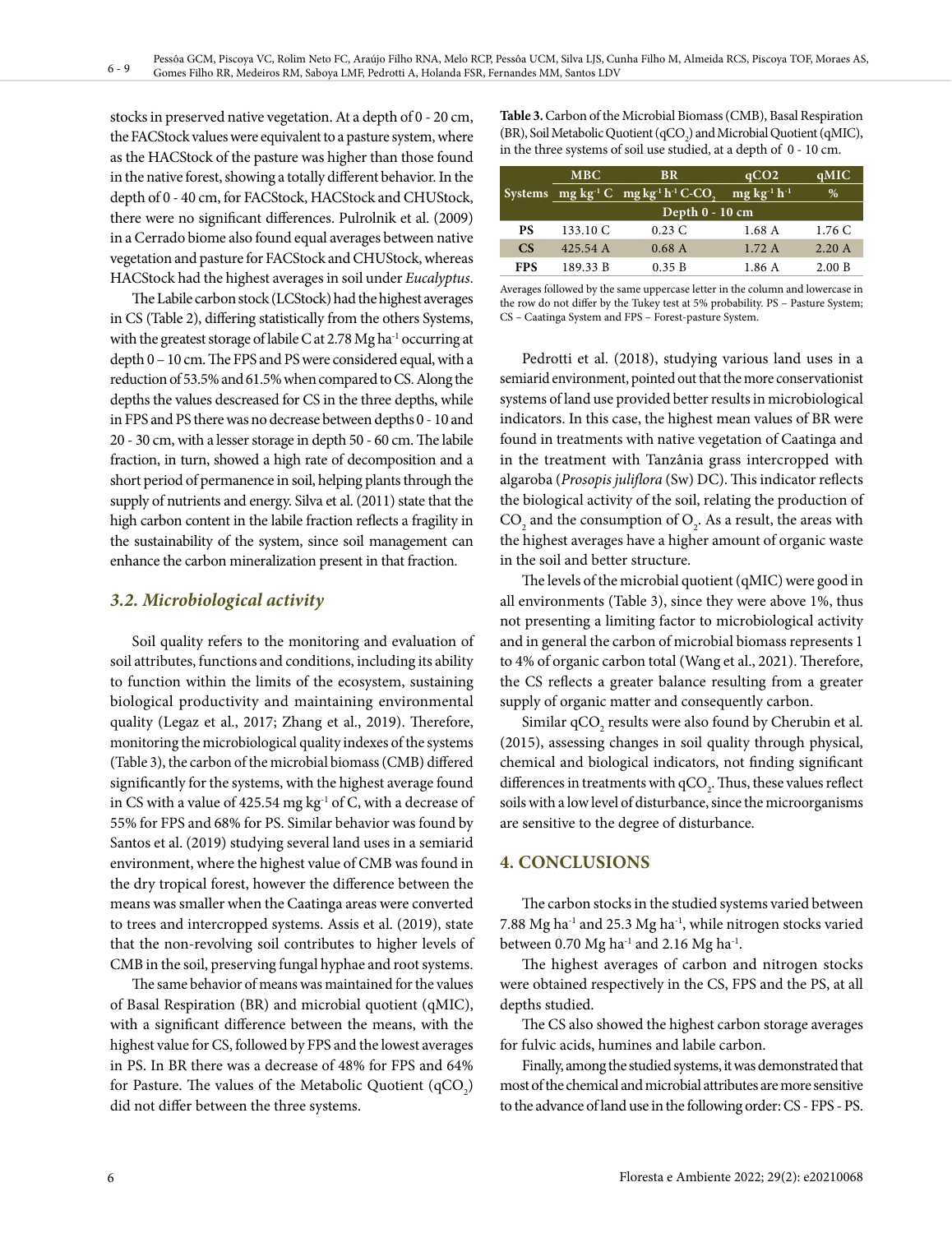stocks in preserved native vegetation. At a depth of 0 - 20 cm, the FACStock values were equivalent to a pasture system, where as the HACStock of the pasture was higher than those found in the native forest, showing a totally different behavior. In the depth of 0 - 40 cm, for FACStock, HACStock and CHUStock, there were no significant differences. Pulrolnik et al. (2009) in a Cerrado biome also found equal averages between native vegetation and pasture for FACStock and CHUStock, whereas HACStock had the highest averages in soil under *Eucalyptus*.

The Labile carbon stock (LCStock) had the highest averages in CS (Table 2), differing statistically from the others Systems, with the greatest storage of labile C at 2.78 Mg ha$^{-1}$ occurring at depth 0 – 10 cm. The FPS and PS were considered equal, with a reduction of 53.5% and 61.5% when compared to CS. Along the depths the values descreased for CS in the three depths, while in FPS and PS there was no decrease between depths 0 - 10 and 20 - 30 cm, with a lesser storage in depth 50 - 60 cm. The labile fraction, in turn, showed a high rate of decomposition and a short period of permanence in soil, helping plants through the supply of nutrients and energy. Silva et al. (2011) state that the high carbon content in the labile fraction reflects a fragility in the sustainability of the system, since soil management can enhance the carbon mineralization present in that fraction.

### *3.2. Microbiological activity*

Soil quality refers to the monitoring and evaluation of soil attributes, functions and conditions, including its ability to function within the limits of the ecosystem, sustaining biological productivity and maintaining environmental quality (Legaz et al., 2017; Zhang et al., 2019). Therefore, monitoring the microbiological quality indexes of the systems (Table 3), the carbon of the microbial biomass (CMB) differed significantly for the systems, with the highest average found in CS with a value of 425.54 mg kg$^{-1}$ of C, with a decrease of 55% for FPS and 68% for PS. Similar behavior was found by Santos et al. (2019) studying several land uses in a semiarid environment, where the highest value of CMB was found in the dry tropical forest, however the difference between the means was smaller when the Caatinga areas were converted to trees and intercropped systems. Assis et al. (2019), state that the non-revolving soil contributes to higher levels of CMB in the soil, preserving fungal hyphae and root systems.

The same behavior of means was maintained for the values of Basal Respiration (BR) and microbial quotient (qMIC), with a significant difference between the means, with the highest value for CS, followed by FPS and the lowest averages in PS. In BR there was a decrease of 48% for FPS and 64% for Pasture. The values of the Metabolic Quotient ($qCO_2$) did not differ between the three systems.

**Table 3.** Carbon of the Microbial Biomass (CMB), Basal Respiration (BR), Soil Metabolic Quotient ($qCO_2$) and Microbial Quotient (qMIC), in the three systems of soil use studied, at a depth of 0 - 10 cm.

| Systems | MBC (mg kg$^{-1}$ C) | BR (mg kg$^{-1}$ h$^{-1}$ C-$CO_2$) | qCO2 (mg kg$^{-1}$ h$^{-1}$) | qMIC (%) |
|---|---|---|---|---|
| | Depth 0 - 10 cm | | | |
| **PS** | 133.10 C | 0.23 C | 1.68 A | 1.76 C |
| **CS** | 425.54 A | 0.68 A | 1.72 A | 2.20 A |
| **FPS** | 189.33 B | 0.35 B | 1.86 A | 2.00 B |

Averages followed by the same uppercase letter in the column and lowercase in the row do not differ by the Tukey test at 5% probability. PS – Pasture System; CS – Caatinga System and FPS – Forest-pasture System.

Pedrotti et al. (2018), studying various land uses in a semiarid environment, pointed out that the more conservationist systems of land use provided better results in microbiological indicators. In this case, the highest mean values of BR were found in treatments with native vegetation of Caatinga and in the treatment with Tanzânia grass intercropped with algaroba (*Prosopis juliflora* (Sw) DC). This indicator reflects the biological activity of the soil, relating the production of $CO_2$ and the consumption of $O_2$. As a result, the areas with the highest averages have a higher amount of organic waste in the soil and better structure.

The levels of the microbial quotient (qMIC) were good in all environments (Table 3), since they were above 1%, thus not presenting a limiting factor to microbiological activity and in general the carbon of microbial biomass represents 1 to 4% of organic carbon total (Wang et al., 2021). Therefore, the CS reflects a greater balance resulting from a greater supply of organic matter and consequently carbon.

Similar $qCO_2$ results were also found by Cherubin et al. (2015), assessing changes in soil quality through physical, chemical and biological indicators, not finding significant differences in treatments with $qCO_2$. Thus, these values reflect soils with a low level of disturbance, since the microorganisms are sensitive to the degree of disturbance.

## 4. CONCLUSIONS

The carbon stocks in the studied systems varied between 7.88 Mg ha$^{-1}$ and 25.3 Mg ha$^{-1}$, while nitrogen stocks varied between 0.70 Mg ha$^{-1}$ and 2.16 Mg ha$^{-1}$.

The highest averages of carbon and nitrogen stocks were obtained respectively in the CS, FPS and the PS, at all depths studied.

The CS also showed the highest carbon storage averages for fulvic acids, humines and labile carbon.

Finally, among the studied systems, it was demonstrated that most of the chemical and microbial attributes are more sensitive to the advance of land use in the following order: CS - FPS - PS.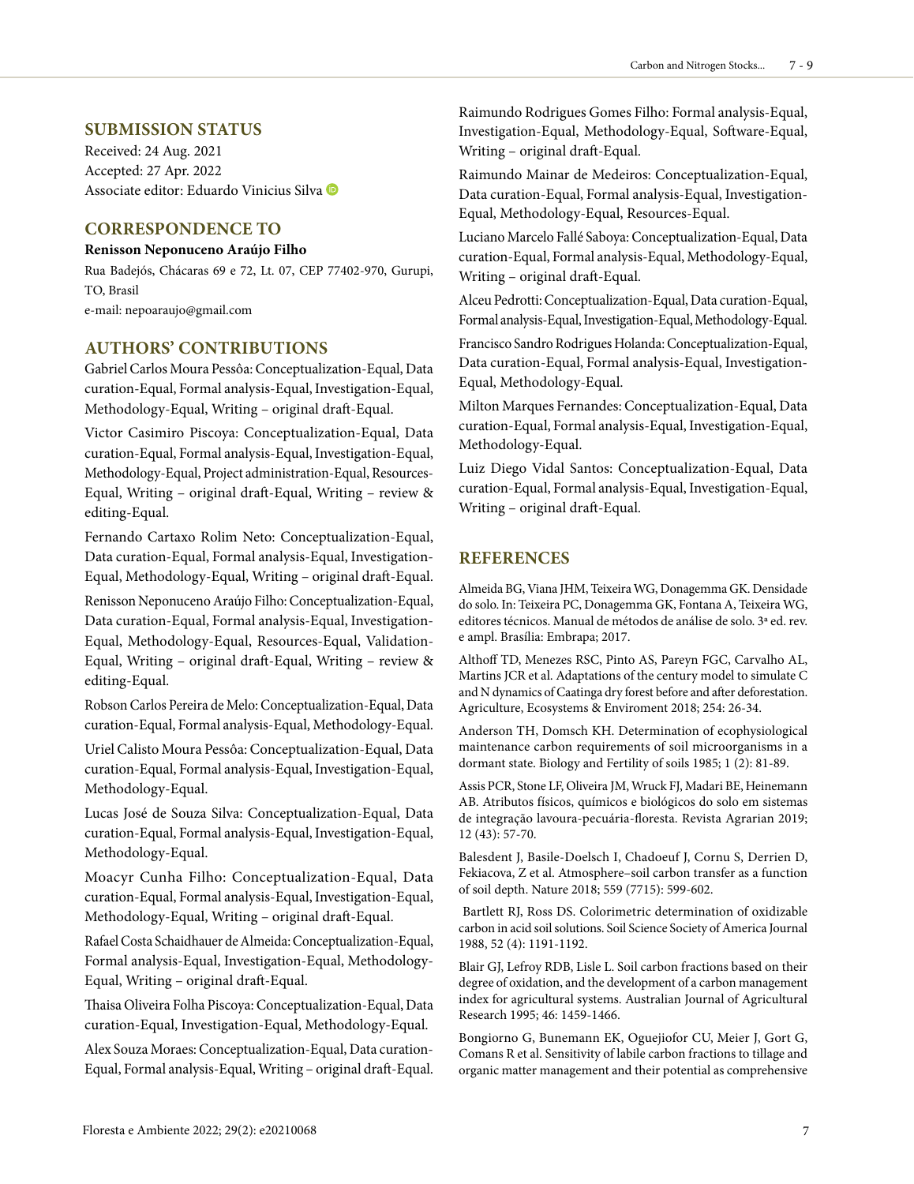## SUBMISSION STATUS

Received: 24 Aug. 2021
Accepted: 27 Apr. 2022
Associate editor: Eduardo Vinicius Silva

## CORRESPONDENCE TO

**Renisson Neponuceno Araújo Filho**

Rua Badejós, Chácaras 69 e 72, Lt. 07, CEP 77402-970, Gurupi, TO, Brasil
e-mail: nepoaraujo@gmail.com

## AUTHORS' CONTRIBUTIONS

Gabriel Carlos Moura Pessôa: Conceptualization-Equal, Data curation-Equal, Formal analysis-Equal, Investigation-Equal, Methodology-Equal, Writing – original draft-Equal.

Victor Casimiro Piscoya: Conceptualization-Equal, Data curation-Equal, Formal analysis-Equal, Investigation-Equal, Methodology-Equal, Project administration-Equal, Resources-Equal, Writing – original draft-Equal, Writing – review & editing-Equal.

Fernando Cartaxo Rolim Neto: Conceptualization-Equal, Data curation-Equal, Formal analysis-Equal, Investigation-Equal, Methodology-Equal, Writing – original draft-Equal.

Renisson Neponuceno Araújo Filho: Conceptualization-Equal, Data curation-Equal, Formal analysis-Equal, Investigation-Equal, Methodology-Equal, Resources-Equal, Validation-Equal, Writing – original draft-Equal, Writing – review & editing-Equal.

Robson Carlos Pereira de Melo: Conceptualization-Equal, Data curation-Equal, Formal analysis-Equal, Methodology-Equal.

Uriel Calisto Moura Pessôa: Conceptualization-Equal, Data curation-Equal, Formal analysis-Equal, Investigation-Equal, Methodology-Equal.

Lucas José de Souza Silva: Conceptualization-Equal, Data curation-Equal, Formal analysis-Equal, Investigation-Equal, Methodology-Equal.

Moacyr Cunha Filho: Conceptualization-Equal, Data curation-Equal, Formal analysis-Equal, Investigation-Equal, Methodology-Equal, Writing – original draft-Equal.

Rafael Costa Schaidhauer de Almeida: Conceptualization-Equal, Formal analysis-Equal, Investigation-Equal, Methodology-Equal, Writing – original draft-Equal.

Thaisa Oliveira Folha Piscoya: Conceptualization-Equal, Data curation-Equal, Investigation-Equal, Methodology-Equal.

Alex Souza Moraes: Conceptualization-Equal, Data curation-Equal, Formal analysis-Equal, Writing – original draft-Equal.

Raimundo Rodrigues Gomes Filho: Formal analysis-Equal, Investigation-Equal, Methodology-Equal, Software-Equal, Writing – original draft-Equal.

Raimundo Mainar de Medeiros: Conceptualization-Equal, Data curation-Equal, Formal analysis-Equal, Investigation-Equal, Methodology-Equal, Resources-Equal.

Luciano Marcelo Fallé Saboya: Conceptualization-Equal, Data curation-Equal, Formal analysis-Equal, Methodology-Equal, Writing – original draft-Equal.

Alceu Pedrotti: Conceptualization-Equal, Data curation-Equal, Formal analysis-Equal, Investigation-Equal, Methodology-Equal.

Francisco Sandro Rodrigues Holanda: Conceptualization-Equal, Data curation-Equal, Formal analysis-Equal, Investigation-Equal, Methodology-Equal.

Milton Marques Fernandes: Conceptualization-Equal, Data curation-Equal, Formal analysis-Equal, Investigation-Equal, Methodology-Equal.

Luiz Diego Vidal Santos: Conceptualization-Equal, Data curation-Equal, Formal analysis-Equal, Investigation-Equal, Writing – original draft-Equal.

## REFERENCES

Almeida BG, Viana JHM, Teixeira WG, Donagemma GK. Densidade do solo. In: Teixeira PC, Donagemma GK, Fontana A, Teixeira WG, editores técnicos. Manual de métodos de análise de solo. 3ª ed. rev. e ampl. Brasília: Embrapa; 2017.

Althoff TD, Menezes RSC, Pinto AS, Pareyn FGC, Carvalho AL, Martins JCR et al. Adaptations of the century model to simulate C and N dynamics of Caatinga dry forest before and after deforestation. Agriculture, Ecosystems & Enviroment 2018; 254: 26-34.

Anderson TH, Domsch KH. Determination of ecophysiological maintenance carbon requirements of soil microorganisms in a dormant state. Biology and Fertility of soils 1985; 1 (2): 81-89.

Assis PCR, Stone LF, Oliveira JM, Wruck FJ, Madari BE, Heinemann AB. Atributos físicos, químicos e biológicos do solo em sistemas de integração lavoura-pecuária-floresta. Revista Agrarian 2019; 12 (43): 57-70.

Balesdent J, Basile-Doelsch I, Chadoeuf J, Cornu S, Derrien D, Fekiacova, Z et al. Atmosphere–soil carbon transfer as a function of soil depth. Nature 2018; 559 (7715): 599-602.

Bartlett RJ, Ross DS. Colorimetric determination of oxidizable carbon in acid soil solutions. Soil Science Society of America Journal 1988, 52 (4): 1191-1192.

Blair GJ, Lefroy RDB, Lisle L. Soil carbon fractions based on their degree of oxidation, and the development of a carbon management index for agricultural systems. Australian Journal of Agricultural Research 1995; 46: 1459-1466.

Bongiorno G, Bunemann EK, Oguejiofor CU, Meier J, Gort G, Comans R et al. Sensitivity of labile carbon fractions to tillage and organic matter management and their potential as comprehensive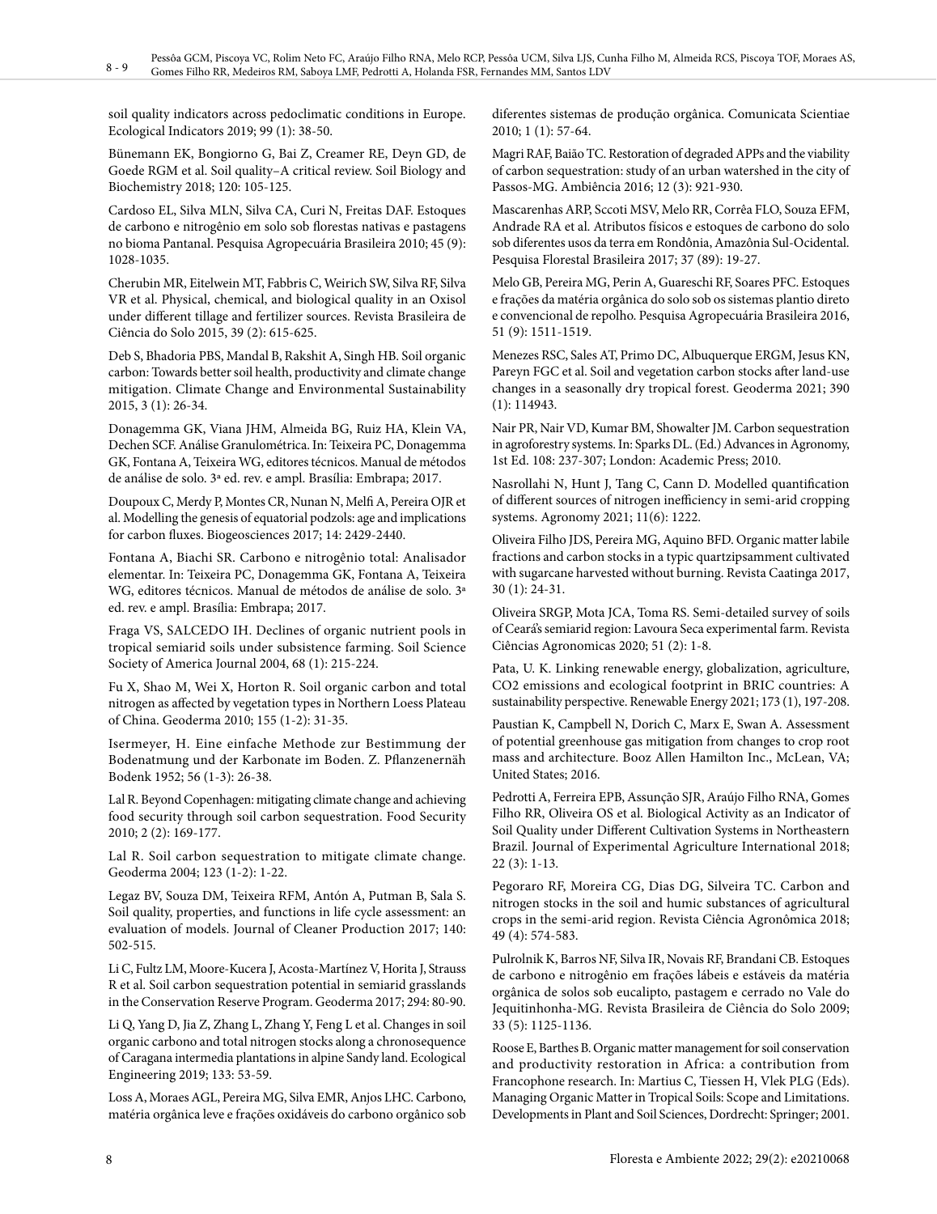soil quality indicators across pedoclimatic conditions in Europe. Ecological Indicators 2019; 99 (1): 38-50.

Bünemann EK, Bongiorno G, Bai Z, Creamer RE, Deyn GD, de Goede RGM et al. Soil quality–A critical review. Soil Biology and Biochemistry 2018; 120: 105-125.

Cardoso EL, Silva MLN, Silva CA, Curi N, Freitas DAF. Estoques de carbono e nitrogênio em solo sob florestas nativas e pastagens no bioma Pantanal. Pesquisa Agropecuária Brasileira 2010; 45 (9): 1028-1035.

Cherubin MR, Eitelwein MT, Fabbris C, Weirich SW, Silva RF, Silva VR et al. Physical, chemical, and biological quality in an Oxisol under different tillage and fertilizer sources. Revista Brasileira de Ciência do Solo 2015, 39 (2): 615-625.

Deb S, Bhadoria PBS, Mandal B, Rakshit A, Singh HB. Soil organic carbon: Towards better soil health, productivity and climate change mitigation. Climate Change and Environmental Sustainability 2015, 3 (1): 26-34.

Donagemma GK, Viana JHM, Almeida BG, Ruiz HA, Klein VA, Dechen SCF. Análise Granulométrica. In: Teixeira PC, Donagemma GK, Fontana A, Teixeira WG, editores técnicos. Manual de métodos de análise de solo. 3ª ed. rev. e ampl. Brasília: Embrapa; 2017.

Doupoux C, Merdy P, Montes CR, Nunan N, Melfi A, Pereira OJR et al. Modelling the genesis of equatorial podzols: age and implications for carbon fluxes. Biogeosciences 2017; 14: 2429-2440.

Fontana A, Biachi SR. Carbono e nitrogênio total: Analisador elementar. In: Teixeira PC, Donagemma GK, Fontana A, Teixeira WG, editores técnicos. Manual de métodos de análise de solo. 3ª ed. rev. e ampl. Brasília: Embrapa; 2017.

Fraga VS, SALCEDO IH. Declines of organic nutrient pools in tropical semiarid soils under subsistence farming. Soil Science Society of America Journal 2004, 68 (1): 215-224.

Fu X, Shao M, Wei X, Horton R. Soil organic carbon and total nitrogen as affected by vegetation types in Northern Loess Plateau of China. Geoderma 2010; 155 (1-2): 31-35.

Isermeyer, H. Eine einfache Methode zur Bestimmung der Bodenatmung und der Karbonate im Boden. Z. Pflanzenernäh Bodenk 1952; 56 (1-3): 26-38.

Lal R. Beyond Copenhagen: mitigating climate change and achieving food security through soil carbon sequestration. Food Security 2010; 2 (2): 169-177.

Lal R. Soil carbon sequestration to mitigate climate change. Geoderma 2004; 123 (1-2): 1-22.

Legaz BV, Souza DM, Teixeira RFM, Antón A, Putman B, Sala S. Soil quality, properties, and functions in life cycle assessment: an evaluation of models. Journal of Cleaner Production 2017; 140: 502-515.

Li C, Fultz LM, Moore-Kucera J, Acosta-Martínez V, Horita J, Strauss R et al. Soil carbon sequestration potential in semiarid grasslands in the Conservation Reserve Program. Geoderma 2017; 294: 80-90.

Li Q, Yang D, Jia Z, Zhang L, Zhang Y, Feng L et al. Changes in soil organic carbono and total nitrogen stocks along a chronosequence of Caragana intermedia plantations in alpine Sandy land. Ecological Engineering 2019; 133: 53-59.

Loss A, Moraes AGL, Pereira MG, Silva EMR, Anjos LHC. Carbono, matéria orgânica leve e frações oxidáveis do carbono orgânico sob diferentes sistemas de produção orgânica. Comunicata Scientiae 2010; 1 (1): 57-64.

Magri RAF, Baião TC. Restoration of degraded APPs and the viability of carbon sequestration: study of an urban watershed in the city of Passos-MG. Ambiência 2016; 12 (3): 921-930.

Mascarenhas ARP, Sccoti MSV, Melo RR, Corrêa FLO, Souza EFM, Andrade RA et al. Atributos físicos e estoques de carbono do solo sob diferentes usos da terra em Rondônia, Amazônia Sul-Ocidental. Pesquisa Florestal Brasileira 2017; 37 (89): 19-27.

Melo GB, Pereira MG, Perin A, Guareschi RF, Soares PFC. Estoques e frações da matéria orgânica do solo sob os sistemas plantio direto e convencional de repolho. Pesquisa Agropecuária Brasileira 2016, 51 (9): 1511-1519.

Menezes RSC, Sales AT, Primo DC, Albuquerque ERGM, Jesus KN, Pareyn FGC et al. Soil and vegetation carbon stocks after land-use changes in a seasonally dry tropical forest. Geoderma 2021; 390 (1): 114943.

Nair PR, Nair VD, Kumar BM, Showalter JM. Carbon sequestration in agroforestry systems. In: Sparks DL. (Ed.) Advances in Agronomy, 1st Ed. 108: 237-307; London: Academic Press; 2010.

Nasrollahi N, Hunt J, Tang C, Cann D. Modelled quantification of different sources of nitrogen inefficiency in semi-arid cropping systems. Agronomy 2021; 11(6): 1222.

Oliveira Filho JDS, Pereira MG, Aquino BFD. Organic matter labile fractions and carbon stocks in a typic quartzipsamment cultivated with sugarcane harvested without burning. Revista Caatinga 2017, 30 (1): 24-31.

Oliveira SRGP, Mota JCA, Toma RS. Semi-detailed survey of soils of Ceará's semiarid region: Lavoura Seca experimental farm. Revista Ciências Agronomicas 2020; 51 (2): 1-8.

Pata, U. K. Linking renewable energy, globalization, agriculture, CO2 emissions and ecological footprint in BRIC countries: A sustainability perspective. Renewable Energy 2021; 173 (1), 197-208.

Paustian K, Campbell N, Dorich C, Marx E, Swan A. Assessment of potential greenhouse gas mitigation from changes to crop root mass and architecture. Booz Allen Hamilton Inc., McLean, VA; United States; 2016.

Pedrotti A, Ferreira EPB, Assunção SJR, Araújo Filho RNA, Gomes Filho RR, Oliveira OS et al. Biological Activity as an Indicator of Soil Quality under Different Cultivation Systems in Northeastern Brazil. Journal of Experimental Agriculture International 2018; 22 (3): 1-13.

Pegoraro RF, Moreira CG, Dias DG, Silveira TC. Carbon and nitrogen stocks in the soil and humic substances of agricultural crops in the semi-arid region. Revista Ciência Agronômica 2018; 49 (4): 574-583.

Pulrolnik K, Barros NF, Silva IR, Novais RF, Brandani CB. Estoques de carbono e nitrogênio em frações lábeis e estáveis da matéria orgânica de solos sob eucalipto, pastagem e cerrado no Vale do Jequitinhonha-MG. Revista Brasileira de Ciência do Solo 2009; 33 (5): 1125-1136.

Roose E, Barthes B. Organic matter management for soil conservation and productivity restoration in Africa: a contribution from Francophone research. In: Martius C, Tiessen H, Vlek PLG (Eds). Managing Organic Matter in Tropical Soils: Scope and Limitations. Developments in Plant and Soil Sciences, Dordrecht: Springer; 2001.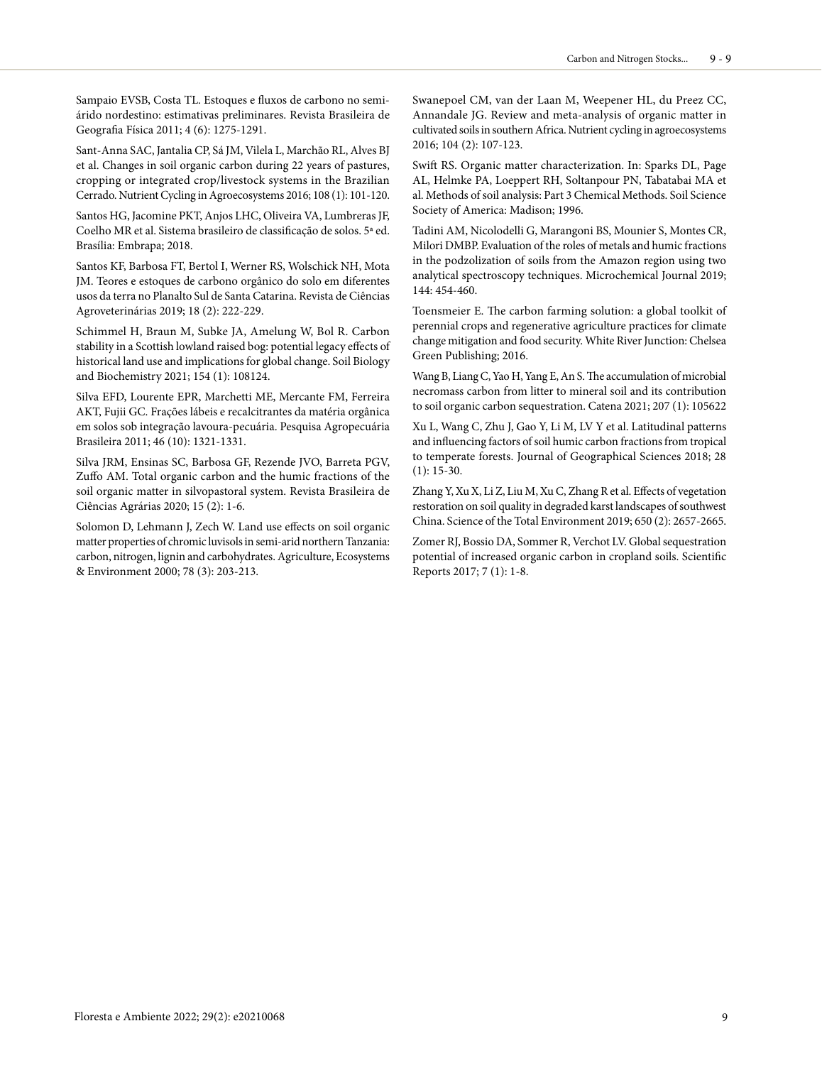Sampaio EVSB, Costa TL. Estoques e fluxos de carbono no semi-árido nordestino: estimativas preliminares. Revista Brasileira de Geografia Física 2011; 4 (6): 1275-1291.

Sant-Anna SAC, Jantalia CP, Sá JM, Vilela L, Marchão RL, Alves BJ et al. Changes in soil organic carbon during 22 years of pastures, cropping or integrated crop/livestock systems in the Brazilian Cerrado. Nutrient Cycling in Agroecosystems 2016; 108 (1): 101-120.

Santos HG, Jacomine PKT, Anjos LHC, Oliveira VA, Lumbreras JF, Coelho MR et al. Sistema brasileiro de classificação de solos. 5ª ed. Brasília: Embrapa; 2018.

Santos KF, Barbosa FT, Bertol I, Werner RS, Wolschick NH, Mota JM. Teores e estoques de carbono orgânico do solo em diferentes usos da terra no Planalto Sul de Santa Catarina. Revista de Ciências Agroveterinárias 2019; 18 (2): 222-229.

Schimmel H, Braun M, Subke JA, Amelung W, Bol R. Carbon stability in a Scottish lowland raised bog: potential legacy effects of historical land use and implications for global change. Soil Biology and Biochemistry 2021; 154 (1): 108124.

Silva EFD, Lourente EPR, Marchetti ME, Mercante FM, Ferreira AKT, Fujii GC. Frações lábeis e recalcitrantes da matéria orgânica em solos sob integração lavoura-pecuária. Pesquisa Agropecuária Brasileira 2011; 46 (10): 1321-1331.

Silva JRM, Ensinas SC, Barbosa GF, Rezende JVO, Barreta PGV, Zuffo AM. Total organic carbon and the humic fractions of the soil organic matter in silvopastoral system. Revista Brasileira de Ciências Agrárias 2020; 15 (2): 1-6.

Solomon D, Lehmann J, Zech W. Land use effects on soil organic matter properties of chromic luvisols in semi-arid northern Tanzania: carbon, nitrogen, lignin and carbohydrates. Agriculture, Ecosystems & Environment 2000; 78 (3): 203-213.

Swanepoel CM, van der Laan M, Weepener HL, du Preez CC, Annandale JG. Review and meta-analysis of organic matter in cultivated soils in southern Africa. Nutrient cycling in agroecosystems 2016; 104 (2): 107-123.

Swift RS. Organic matter characterization. In: Sparks DL, Page AL, Helmke PA, Loeppert RH, Soltanpour PN, Tabatabai MA et al. Methods of soil analysis: Part 3 Chemical Methods. Soil Science Society of America: Madison; 1996.

Tadini AM, Nicolodelli G, Marangoni BS, Mounier S, Montes CR, Milori DMBP. Evaluation of the roles of metals and humic fractions in the podzolization of soils from the Amazon region using two analytical spectroscopy techniques. Microchemical Journal 2019; 144: 454-460.

Toensmeier E. The carbon farming solution: a global toolkit of perennial crops and regenerative agriculture practices for climate change mitigation and food security. White River Junction: Chelsea Green Publishing; 2016.

Wang B, Liang C, Yao H, Yang E, An S. The accumulation of microbial necromass carbon from litter to mineral soil and its contribution to soil organic carbon sequestration. Catena 2021; 207 (1): 105622

Xu L, Wang C, Zhu J, Gao Y, Li M, LV Y et al. Latitudinal patterns and influencing factors of soil humic carbon fractions from tropical to temperate forests. Journal of Geographical Sciences 2018; 28 (1): 15-30.

Zhang Y, Xu X, Li Z, Liu M, Xu C, Zhang R et al. Effects of vegetation restoration on soil quality in degraded karst landscapes of southwest China. Science of the Total Environment 2019; 650 (2): 2657-2665.

Zomer RJ, Bossio DA, Sommer R, Verchot LV. Global sequestration potential of increased organic carbon in cropland soils. Scientific Reports 2017; 7 (1): 1-8.